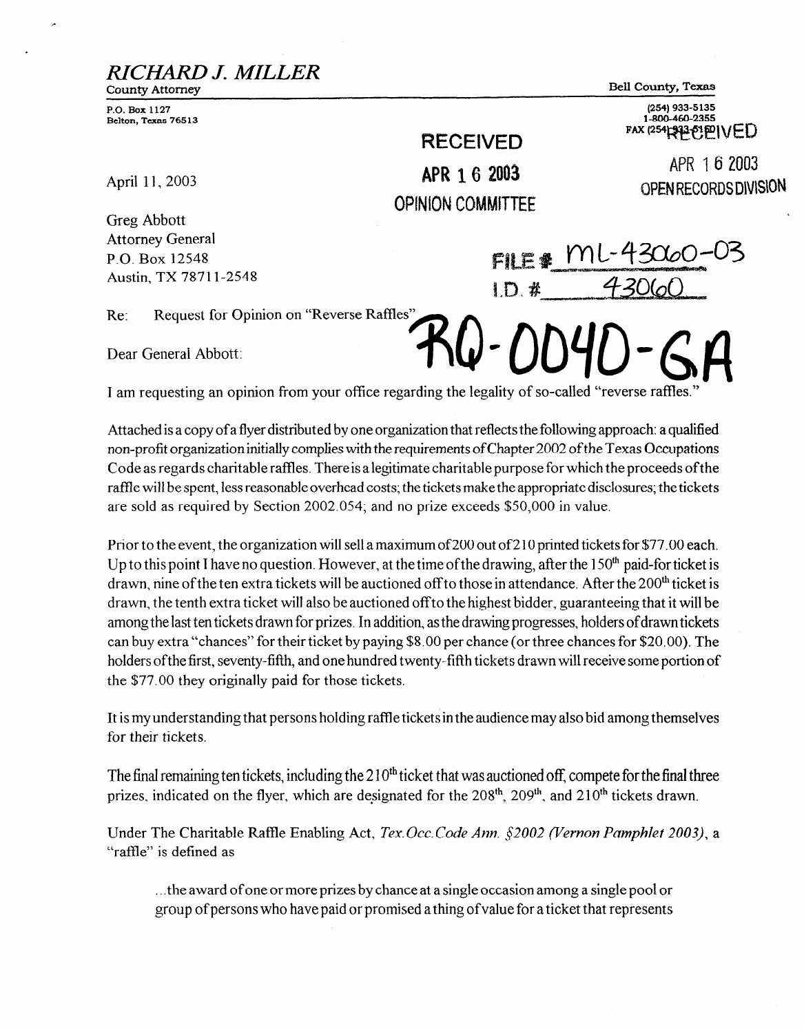# *RICHARD J. MILLER*

County Attorney

Bell County, Texas

P.O. Box 1127
Belton, Texas 76513

(254) 933-5135
1-800-460-2355
FAX (254) 933-5160

RECEIVED
APR 16 2003
OPINION COMMITTEE

RECEIVED
APR 16 2003
OPEN RECORDS DIVISION

April 11, 2003

FILE # ML-43060-03
I.D. # 43060

Greg Abbott
Attorney General
P.O. Box 12548
Austin, TX 78711-2548

RQ-0040-GA

Re: Request for Opinion on "Reverse Raffles"

Dear General Abbott:

I am requesting an opinion from your office regarding the legality of so-called "reverse raffles."

Attached is a copy of a flyer distributed by one organization that reflects the following approach: a qualified non-profit organization initially complies with the requirements of Chapter 2002 of the Texas Occupations Code as regards charitable raffles. There is a legitimate charitable purpose for which the proceeds of the raffle will be spent, less reasonable overhead costs; the tickets make the appropriate disclosures; the tickets are sold as required by Section 2002.054; and no prize exceeds $50,000 in value.

Prior to the event, the organization will sell a maximum of 200 out of 210 printed tickets for $77.00 each. Up to this point I have no question. However, at the time of the drawing, after the 150th paid-for ticket is drawn, nine of the ten extra tickets will be auctioned off to those in attendance. After the 200th ticket is drawn, the tenth extra ticket will also be auctioned off to the highest bidder, guaranteeing that it will be among the last ten tickets drawn for prizes. In addition, as the drawing progresses, holders of drawn tickets can buy extra "chances" for their ticket by paying $8.00 per chance (or three chances for $20.00). The holders of the first, seventy-fifth, and one hundred twenty-fifth tickets drawn will receive some portion of the $77.00 they originally paid for those tickets.

It is my understanding that persons holding raffle tickets in the audience may also bid among themselves for their tickets.

The final remaining ten tickets, including the 210th ticket that was auctioned off, compete for the final three prizes, indicated on the flyer, which are designated for the 208th, 209th, and 210th tickets drawn.

Under The Charitable Raffle Enabling Act, *Tex.Occ.Code Ann. §2002 (Vernon Pamphlet 2003)*, a "raffle" is defined as

> ...the award of one or more prizes by chance at a single occasion among a single pool or group of persons who have paid or promised a thing of value for a ticket that represents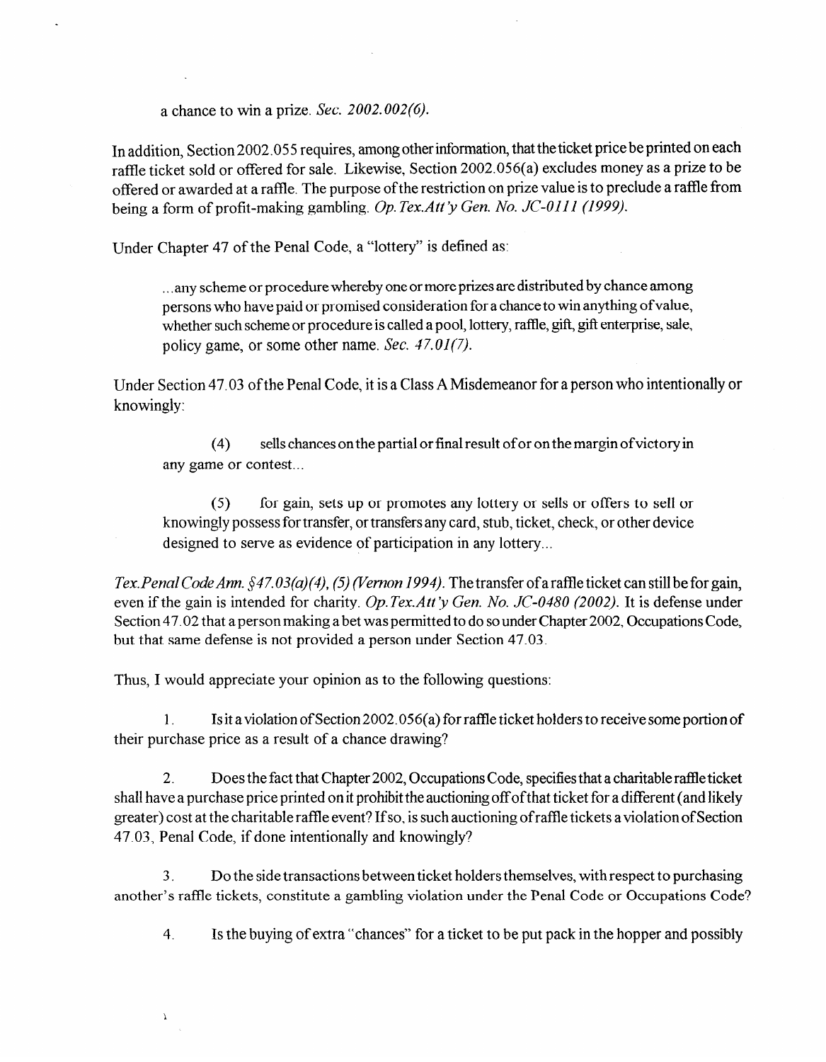a chance to win a prize. *Sec. 2002.002(6).*

In addition, Section 2002.055 requires, among other information, that the ticket price be printed on each raffle ticket sold or offered for sale. Likewise, Section 2002.056(a) excludes money as a prize to be offered or awarded at a raffle. The purpose of the restriction on prize value is to preclude a raffle from being a form of profit-making gambling. *Op.Tex.Att'y Gen. No. JC-0111 (1999).*

Under Chapter 47 of the Penal Code, a "lottery" is defined as:

> ...any scheme or procedure whereby one or more prizes are distributed by chance among persons who have paid or promised consideration for a chance to win anything of value, whether such scheme or procedure is called a pool, lottery, raffle, gift, gift enterprise, sale, policy game, or some other name. *Sec. 47.01(7).*

Under Section 47.03 of the Penal Code, it is a Class A Misdemeanor for a person who intentionally or knowingly:

> (4) sells chances on the partial or final result of or on the margin of victory in any game or contest...
>
> (5) for gain, sets up or promotes any lottery or sells or offers to sell or knowingly possess for transfer, or transfers any card, stub, ticket, check, or other device designed to serve as evidence of participation in any lottery...

*Tex.Penal Code Ann. §47.03(a)(4), (5) (Vernon 1994).* The transfer of a raffle ticket can still be for gain, even if the gain is intended for charity. *Op.Tex.Att'y Gen. No. JC-0480 (2002).* It is defense under Section 47.02 that a person making a bet was permitted to do so under Chapter 2002, Occupations Code, but that same defense is not provided a person under Section 47.03.

Thus, I would appreciate your opinion as to the following questions:

1. Is it a violation of Section 2002.056(a) for raffle ticket holders to receive some portion of their purchase price as a result of a chance drawing?

2. Does the fact that Chapter 2002, Occupations Code, specifies that a charitable raffle ticket shall have a purchase price printed on it prohibit the auctioning off of that ticket for a different (and likely greater) cost at the charitable raffle event? If so, is such auctioning of raffle tickets a violation of Section 47.03, Penal Code, if done intentionally and knowingly?

3. Do the side transactions between ticket holders themselves, with respect to purchasing another's raffle tickets, constitute a gambling violation under the Penal Code or Occupations Code?

4. Is the buying of extra "chances" for a ticket to be put pack in the hopper and possibly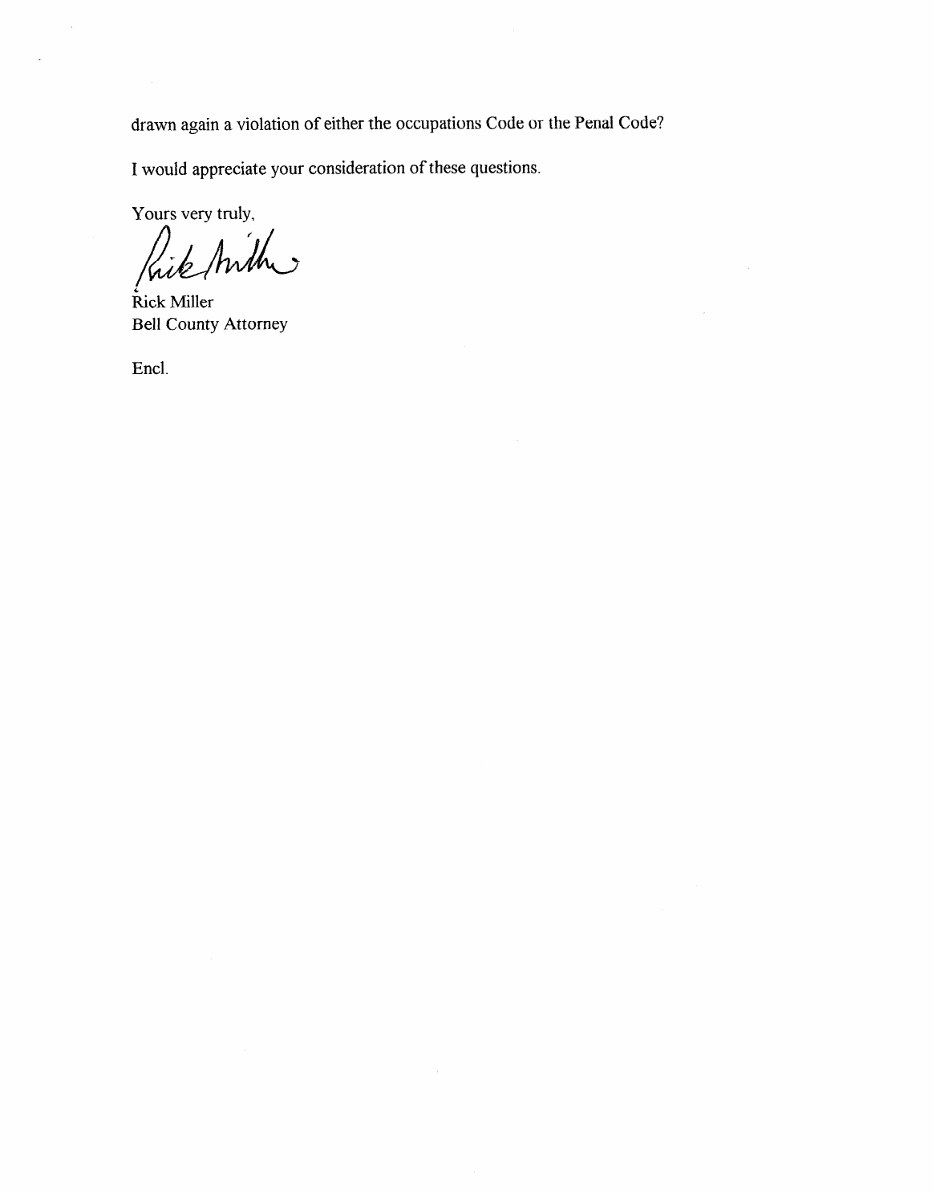drawn again a violation of either the occupations Code or the Penal Code?

I would appreciate your consideration of these questions.

Yours very truly,

Rick Miller
Bell County Attorney

Encl.